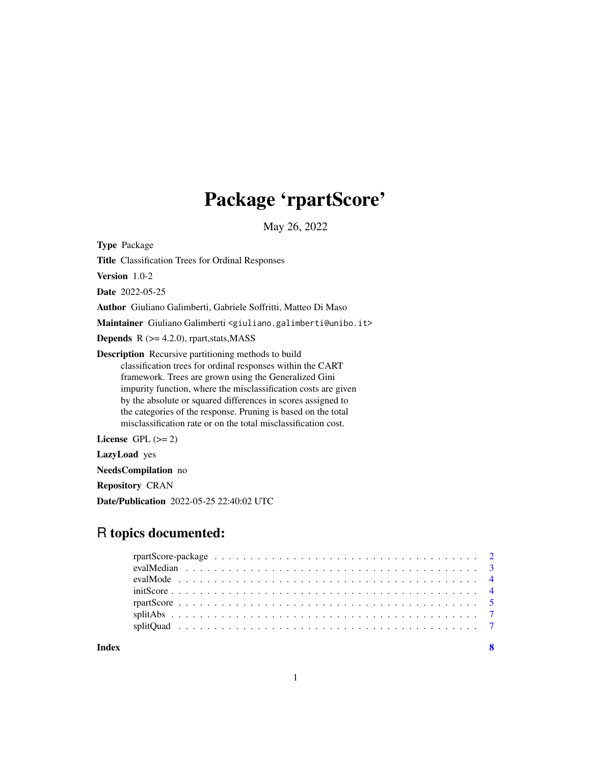# Package 'rpartScore'

May 26, 2022

**Type** Package

**Title** Classification Trees for Ordinal Responses

**Version** 1.0-2

**Date** 2022-05-25

**Author** Giuliano Galimberti, Gabriele Soffritti, Matteo Di Maso

**Maintainer** Giuliano Galimberti <giuliano.galimberti@unibo.it>

**Depends** R (>= 4.2.0), rpart,stats,MASS

**Description** Recursive partitioning methods to build classification trees for ordinal responses within the CART framework. Trees are grown using the Generalized Gini impurity function, where the misclassification costs are given by the absolute or squared differences in scores assigned to the categories of the response. Pruning is based on the total misclassification rate or on the total misclassification cost.

**License** GPL (>= 2)

**LazyLoad** yes

**NeedsCompilation** no

**Repository** CRAN

**Date/Publication** 2022-05-25 22:40:02 UTC

## R topics documented:

rpartScore-package . . . . . . . . . . . . . . . . . . . . . . . . . . . . . . . . . . 2
evalMedian . . . . . . . . . . . . . . . . . . . . . . . . . . . . . . . . . . . . . . 3
evalMode . . . . . . . . . . . . . . . . . . . . . . . . . . . . . . . . . . . . . . . 4
initScore . . . . . . . . . . . . . . . . . . . . . . . . . . . . . . . . . . . . . . . 4
rpartScore . . . . . . . . . . . . . . . . . . . . . . . . . . . . . . . . . . . . . . 5
splitAbs . . . . . . . . . . . . . . . . . . . . . . . . . . . . . . . . . . . . . . . 7
splitQuad . . . . . . . . . . . . . . . . . . . . . . . . . . . . . . . . . . . . . . . 7

**Index** **8**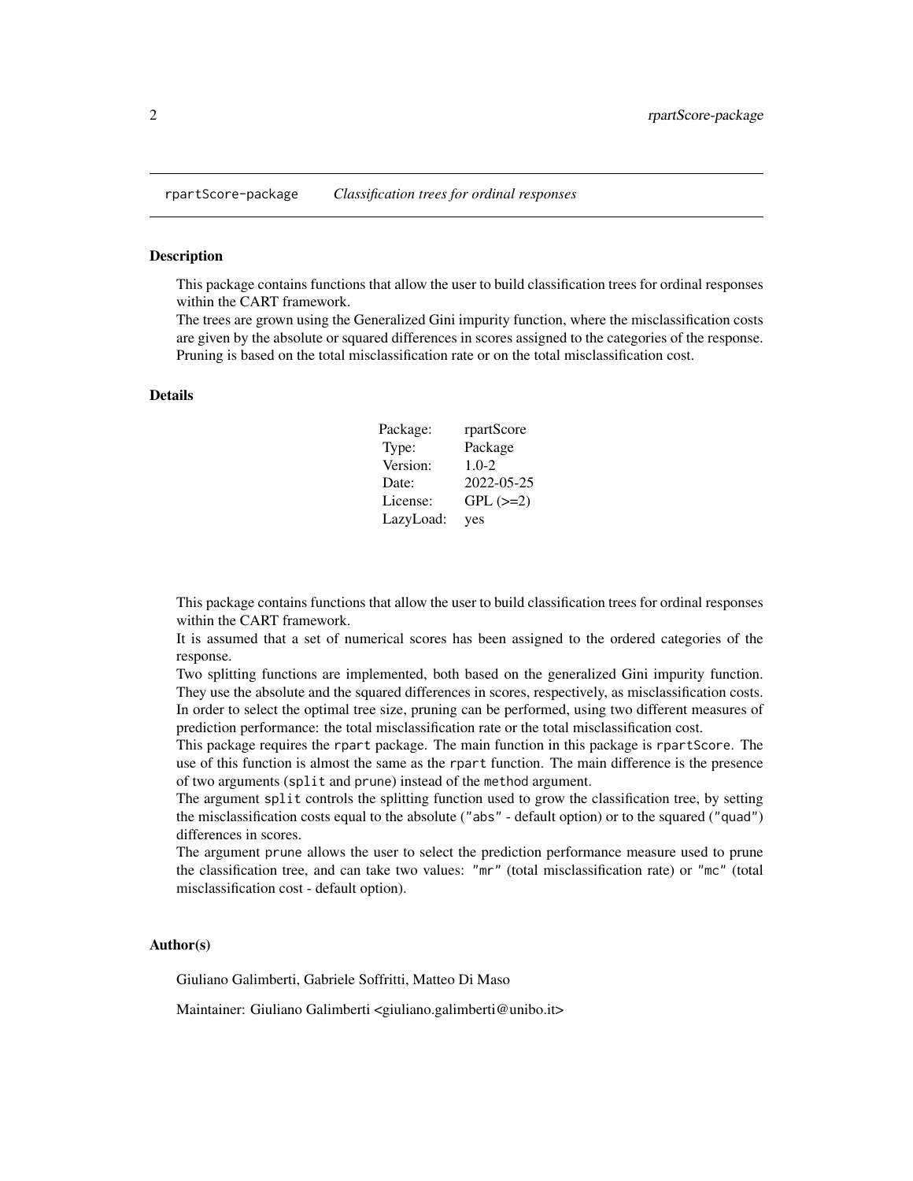# rpartScore-package — *Classification trees for ordinal responses*

## Description

This package contains functions that allow the user to build classification trees for ordinal responses within the CART framework.
The trees are grown using the Generalized Gini impurity function, where the misclassification costs are given by the absolute or squared differences in scores assigned to the categories of the response.
Pruning is based on the total misclassification rate or on the total misclassification cost.

## Details

| | |
|---|---|
| Package: | rpartScore |
| Type: | Package |
| Version: | 1.0-2 |
| Date: | 2022-05-25 |
| License: | GPL (>=2) |
| LazyLoad: | yes |

This package contains functions that allow the user to build classification trees for ordinal responses within the CART framework.
It is assumed that a set of numerical scores has been assigned to the ordered categories of the response.
Two splitting functions are implemented, both based on the generalized Gini impurity function. They use the absolute and the squared differences in scores, respectively, as misclassification costs.
In order to select the optimal tree size, pruning can be performed, using two different measures of prediction performance: the total misclassification rate or the total misclassification cost.
This package requires the `rpart` package. The main function in this package is `rpartScore`. The use of this function is almost the same as the `rpart` function. The main difference is the presence of two arguments (`split` and `prune`) instead of the `method` argument.
The argument `split` controls the splitting function used to grow the classification tree, by setting the misclassification costs equal to the absolute (`"abs"` - default option) or to the squared (`"quad"`) differences in scores.
The argument `prune` allows the user to select the prediction performance measure used to prune the classification tree, and can take two values: `"mr"` (total misclassification rate) or `"mc"` (total misclassification cost - default option).

## Author(s)

Giuliano Galimberti, Gabriele Soffritti, Matteo Di Maso

Maintainer: Giuliano Galimberti <giuliano.galimberti@unibo.it>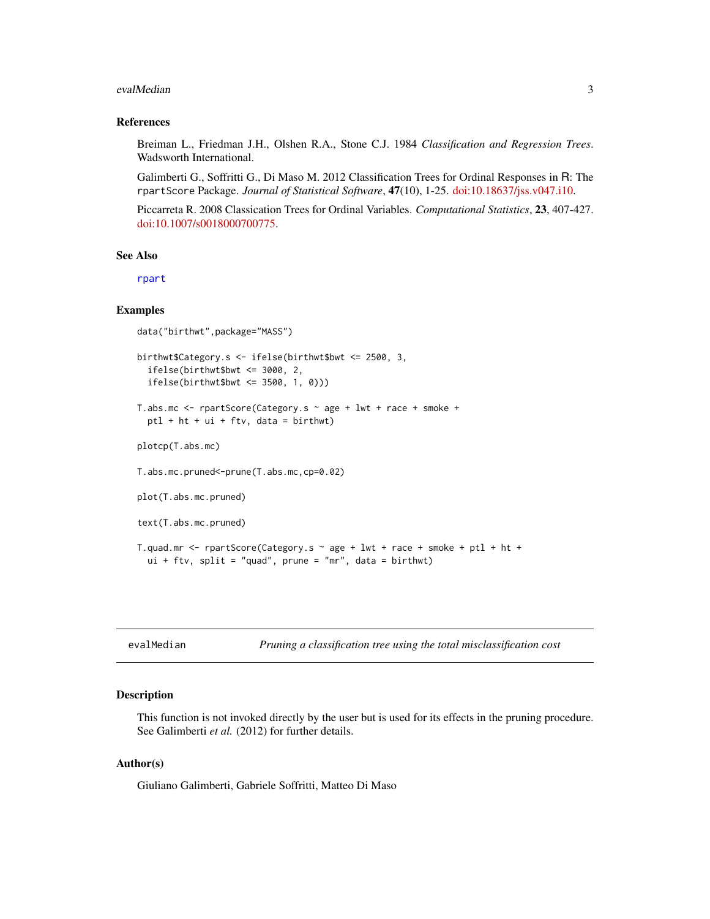### References

Breiman L., Friedman J.H., Olshen R.A., Stone C.J. 1984 *Classification and Regression Trees*. Wadsworth International.

Galimberti G., Soffritti G., Di Maso M. 2012 Classification Trees for Ordinal Responses in R: The `rpartScore` Package. *Journal of Statistical Software*, **47**(10), 1-25. doi:10.18637/jss.v047.i10.

Piccarreta R. 2008 Classication Trees for Ordinal Variables. *Computational Statistics*, **23**, 407-427. doi:10.1007/s0018000700775.

### See Also

`rpart`

### Examples

```
data("birthwt",package="MASS")

birthwt$Category.s <- ifelse(birthwt$bwt <= 2500, 3,
  ifelse(birthwt$bwt <= 3000, 2,
  ifelse(birthwt$bwt <= 3500, 1, 0)))

T.abs.mc <- rpartScore(Category.s ~ age + lwt + race + smoke +
  ptl + ht + ui + ftv, data = birthwt)

plotcp(T.abs.mc)

T.abs.mc.pruned<-prune(T.abs.mc,cp=0.02)

plot(T.abs.mc.pruned)

text(T.abs.mc.pruned)

T.quad.mr <- rpartScore(Category.s ~ age + lwt + race + smoke + ptl + ht +
  ui + ftv, split = "quad", prune = "mr", data = birthwt)
```

---

## evalMedian *Pruning a classification tree using the total misclassification cost*

### Description

This function is not invoked directly by the user but is used for its effects in the pruning procedure. See Galimberti *et al.* (2012) for further details.

### Author(s)

Giuliano Galimberti, Gabriele Soffritti, Matteo Di Maso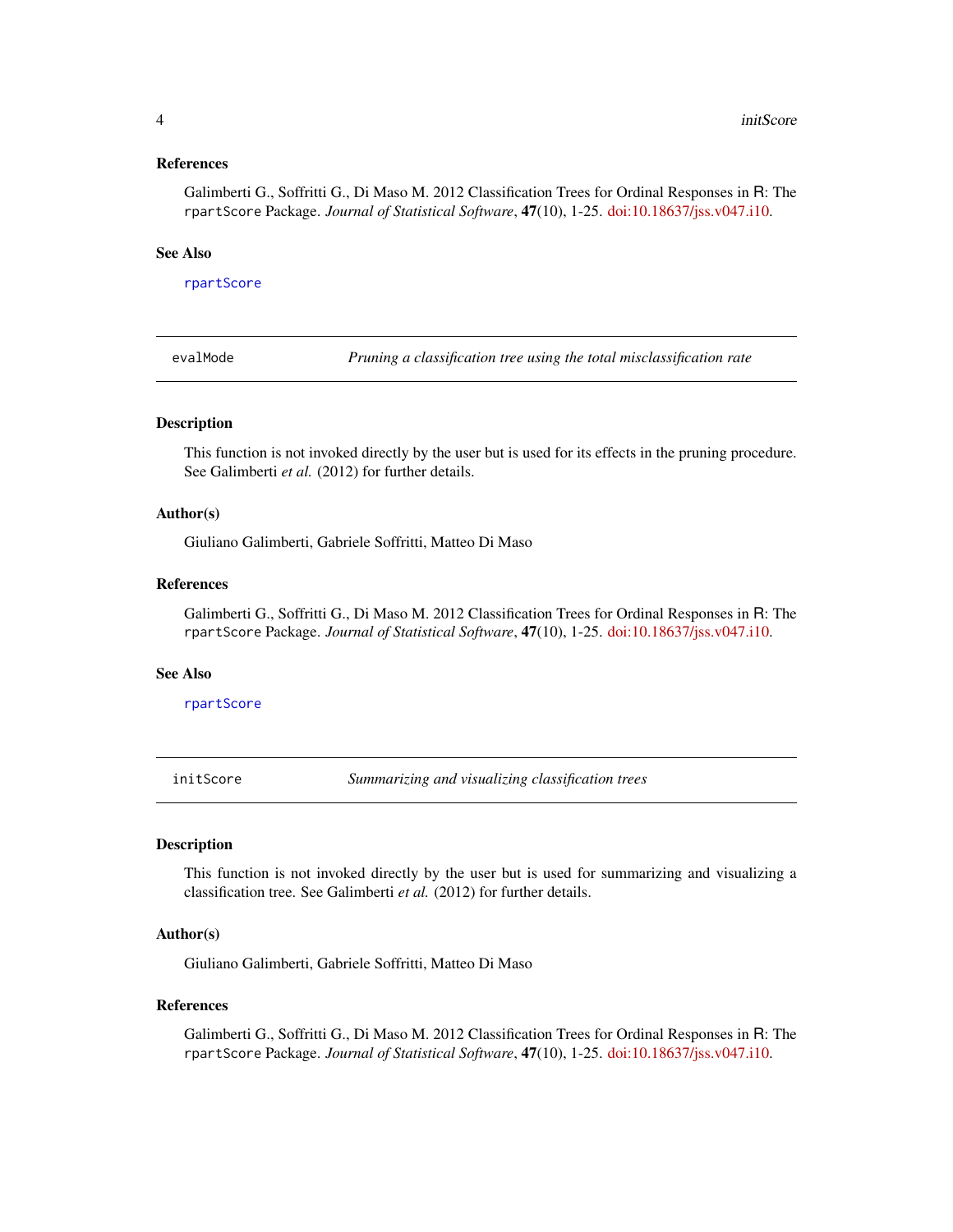### References

Galimberti G., Soffritti G., Di Maso M. 2012 Classification Trees for Ordinal Responses in R: The `rpartScore` Package. *Journal of Statistical Software*, **47**(10), 1-25. doi:10.18637/jss.v047.i10.

### See Also

`rpartScore`

---

## evalMode — *Pruning a classification tree using the total misclassification rate*

---

### Description

This function is not invoked directly by the user but is used for its effects in the pruning procedure. See Galimberti *et al.* (2012) for further details.

### Author(s)

Giuliano Galimberti, Gabriele Soffritti, Matteo Di Maso

### References

Galimberti G., Soffritti G., Di Maso M. 2012 Classification Trees for Ordinal Responses in R: The `rpartScore` Package. *Journal of Statistical Software*, **47**(10), 1-25. doi:10.18637/jss.v047.i10.

### See Also

`rpartScore`

---

## initScore — *Summarizing and visualizing classification trees*

---

### Description

This function is not invoked directly by the user but is used for summarizing and visualizing a classification tree. See Galimberti *et al.* (2012) for further details.

### Author(s)

Giuliano Galimberti, Gabriele Soffritti, Matteo Di Maso

### References

Galimberti G., Soffritti G., Di Maso M. 2012 Classification Trees for Ordinal Responses in R: The `rpartScore` Package. *Journal of Statistical Software*, **47**(10), 1-25. doi:10.18637/jss.v047.i10.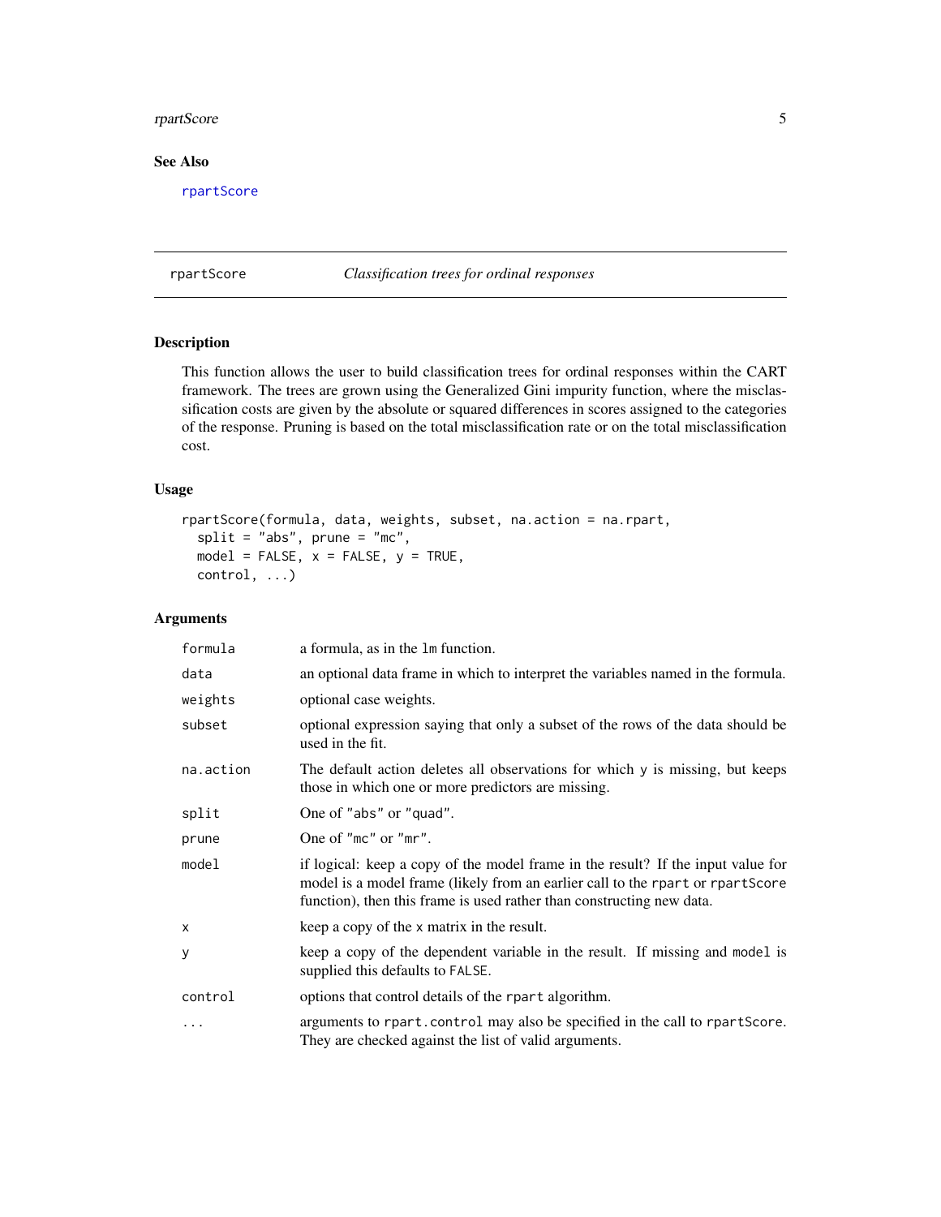## See Also

rpartScore

---

## rpartScore — *Classification trees for ordinal responses*

### Description

This function allows the user to build classification trees for ordinal responses within the CART framework. The trees are grown using the Generalized Gini impurity function, where the misclassification costs are given by the absolute or squared differences in scores assigned to the categories of the response. Pruning is based on the total misclassification rate or on the total misclassification cost.

### Usage

```
rpartScore(formula, data, weights, subset, na.action = na.rpart,
  split = "abs", prune = "mc",
  model = FALSE, x = FALSE, y = TRUE,
  control, ...)
```

### Arguments

| | |
|---|---|
| `formula` | a formula, as in the `lm` function. |
| `data` | an optional data frame in which to interpret the variables named in the formula. |
| `weights` | optional case weights. |
| `subset` | optional expression saying that only a subset of the rows of the data should be used in the fit. |
| `na.action` | The default action deletes all observations for which `y` is missing, but keeps those in which one or more predictors are missing. |
| `split` | One of `"abs"` or `"quad"`. |
| `prune` | One of `"mc"` or `"mr"`. |
| `model` | if logical: keep a copy of the model frame in the result? If the input value for model is a model frame (likely from an earlier call to the `rpart` or `rpartScore` function), then this frame is used rather than constructing new data. |
| `x` | keep a copy of the `x` matrix in the result. |
| `y` | keep a copy of the dependent variable in the result. If missing and `model` is supplied this defaults to `FALSE`. |
| `control` | options that control details of the `rpart` algorithm. |
| `...` | arguments to `rpart.control` may also be specified in the call to `rpartScore`. They are checked against the list of valid arguments. |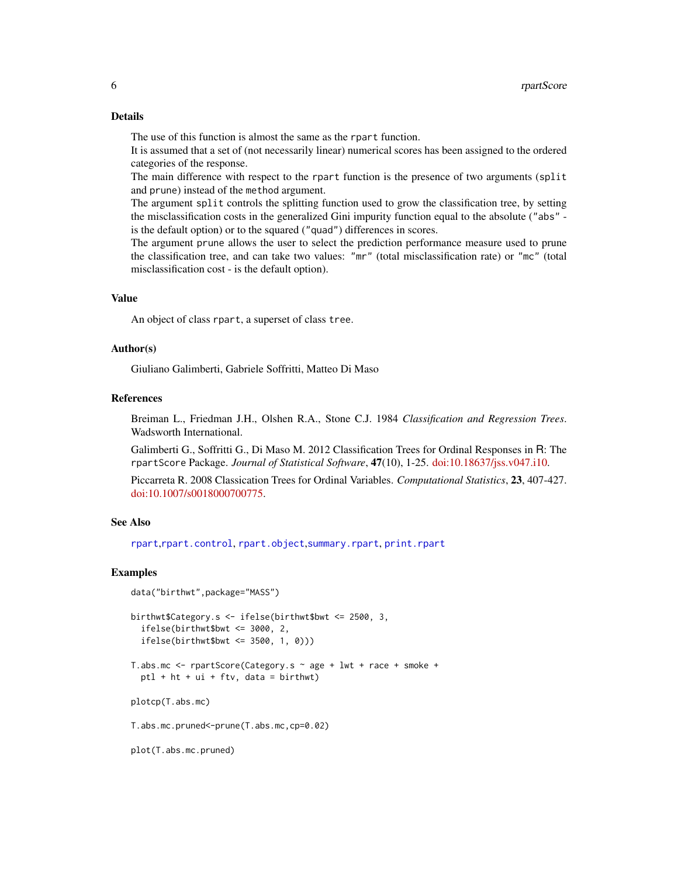## Details

The use of this function is almost the same as the `rpart` function.

It is assumed that a set of (not necessarily linear) numerical scores has been assigned to the ordered categories of the response.

The main difference with respect to the `rpart` function is the presence of two arguments (`split` and `prune`) instead of the `method` argument.

The argument `split` controls the splitting function used to grow the classification tree, by setting the misclassification costs in the generalized Gini impurity function equal to the absolute (`"abs"` - is the default option) or to the squared (`"quad"`) differences in scores.

The argument `prune` allows the user to select the prediction performance measure used to prune the classification tree, and can take two values: `"mr"` (total misclassification rate) or `"mc"` (total misclassification cost - is the default option).

## Value

An object of class `rpart`, a superset of class `tree`.

## Author(s)

Giuliano Galimberti, Gabriele Soffritti, Matteo Di Maso

## References

Breiman L., Friedman J.H., Olshen R.A., Stone C.J. 1984 *Classification and Regression Trees*. Wadsworth International.

Galimberti G., Soffritti G., Di Maso M. 2012 Classification Trees for Ordinal Responses in R: The `rpartScore` Package. *Journal of Statistical Software*, **47**(10), 1-25. doi:10.18637/jss.v047.i10.

Piccarreta R. 2008 Classication Trees for Ordinal Variables. *Computational Statistics*, **23**, 407-427. doi:10.1007/s0018000700775.

## See Also

`rpart`,`rpart.control`, `rpart.object`,`summary.rpart`, `print.rpart`

## Examples

```
data("birthwt",package="MASS")

birthwt$Category.s <- ifelse(birthwt$bwt <= 2500, 3,
  ifelse(birthwt$bwt <= 3000, 2,
  ifelse(birthwt$bwt <= 3500, 1, 0)))

T.abs.mc <- rpartScore(Category.s ~ age + lwt + race + smoke +
  ptl + ht + ui + ftv, data = birthwt)

plotcp(T.abs.mc)

T.abs.mc.pruned<-prune(T.abs.mc,cp=0.02)

plot(T.abs.mc.pruned)
```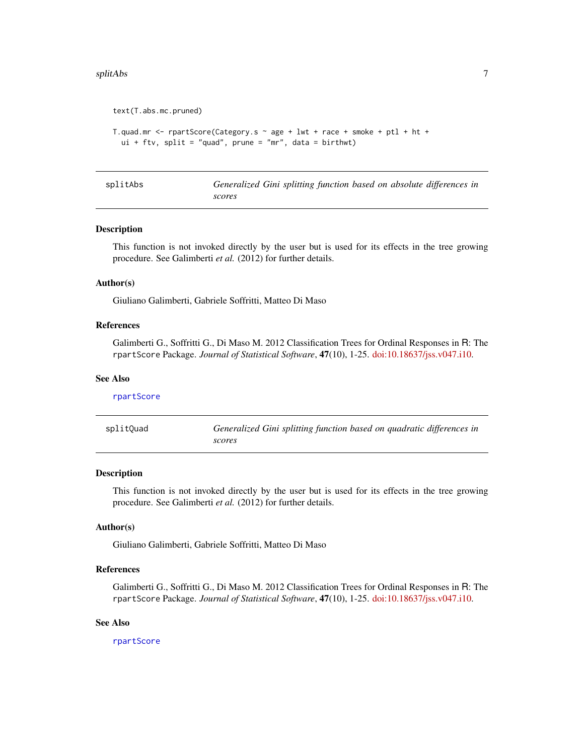```
text(T.abs.mc.pruned)

T.quad.mr <- rpartScore(Category.s ~ age + lwt + race + smoke + ptl + ht +
  ui + ftv, split = "quad", prune = "mr", data = birthwt)
```

## splitAbs — *Generalized Gini splitting function based on absolute differences in scores*

### Description

This function is not invoked directly by the user but is used for its effects in the tree growing procedure. See Galimberti *et al.* (2012) for further details.

### Author(s)

Giuliano Galimberti, Gabriele Soffritti, Matteo Di Maso

### References

Galimberti G., Soffritti G., Di Maso M. 2012 Classification Trees for Ordinal Responses in R: The `rpartScore` Package. *Journal of Statistical Software*, **47**(10), 1-25. doi:10.18637/jss.v047.i10.

### See Also

`rpartScore`

## splitQuad — *Generalized Gini splitting function based on quadratic differences in scores*

### Description

This function is not invoked directly by the user but is used for its effects in the tree growing procedure. See Galimberti *et al.* (2012) for further details.

### Author(s)

Giuliano Galimberti, Gabriele Soffritti, Matteo Di Maso

### References

Galimberti G., Soffritti G., Di Maso M. 2012 Classification Trees for Ordinal Responses in R: The `rpartScore` Package. *Journal of Statistical Software*, **47**(10), 1-25. doi:10.18637/jss.v047.i10.

### See Also

`rpartScore`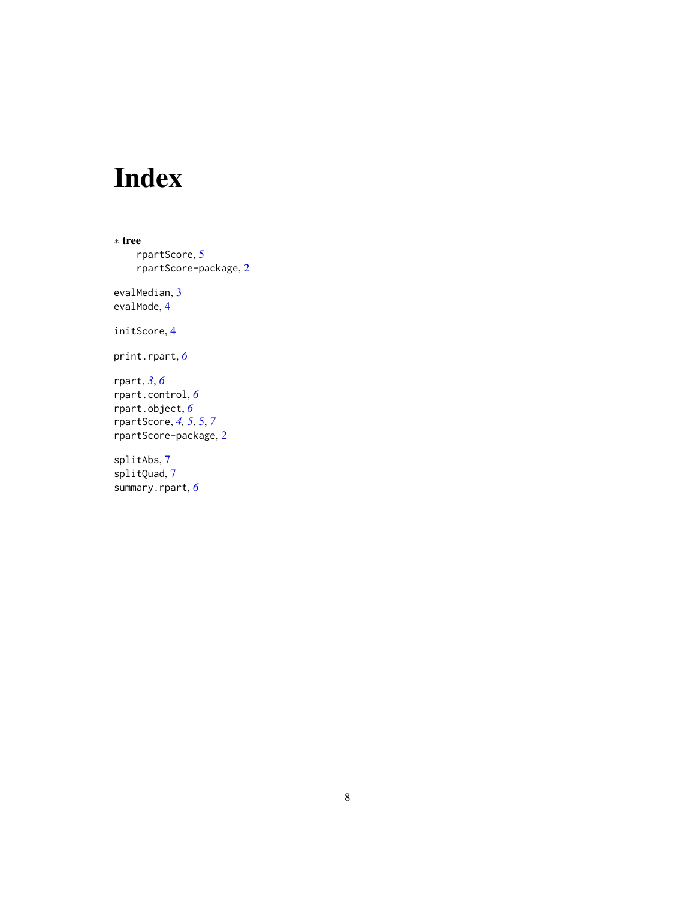# Index

∗ **tree**
    rpartScore, 5
    rpartScore-package, 2

evalMedian, 3
evalMode, 4

initScore, 4

print.rpart, *6*

rpart, *3*, *6*
rpart.control, *6*
rpart.object, *6*
rpartScore, *4, 5*, 5, *7*
rpartScore-package, 2

splitAbs, 7
splitQuad, 7
summary.rpart, *6*